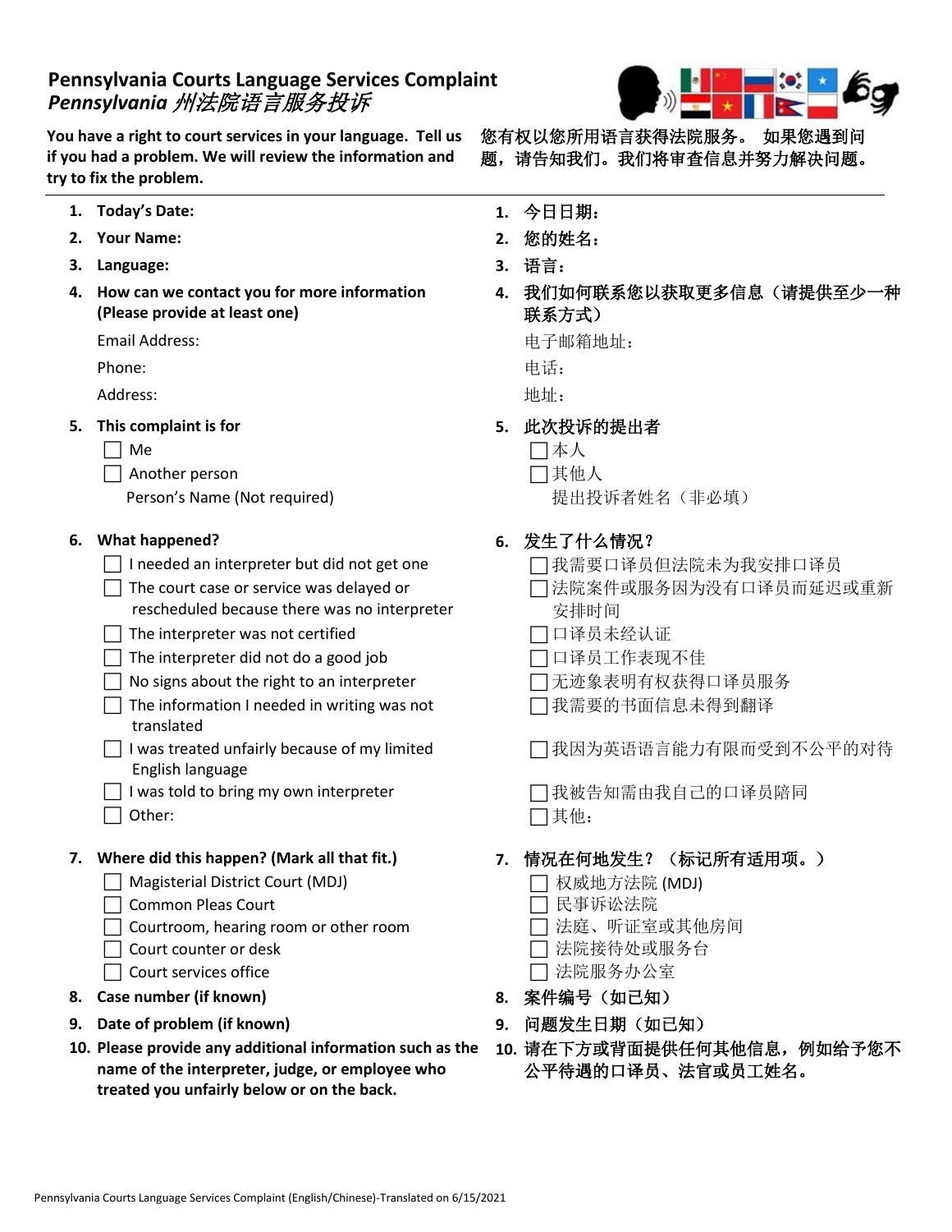# Pennsylvania Courts Language Services Complaint
## *Pennsylvania 州法院语言服务投诉*

**You have a right to court services in your language. Tell us if you had a problem. We will review the information and try to fix the problem.**

**您有权以您所用语言获得法院服务。 如果您遇到问题，请告知我们。我们将审查信息并努力解决问题。**

---

1. **Today's Date:**
2. **Your Name:**
3. **Language:**
4. **How can we contact you for more information (Please provide at least one)**

   Email Address:

   Phone:

   Address:

5. **This complaint is for**
   - ☐ Me
   - ☐ Another person

   Person's Name (Not required)

6. **What happened?**
   - ☐ I needed an interpreter but did not get one
   - ☐ The court case or service was delayed or rescheduled because there was no interpreter
   - ☐ The interpreter was not certified
   - ☐ The interpreter did not do a good job
   - ☐ No signs about the right to an interpreter
   - ☐ The information I needed in writing was not translated
   - ☐ I was treated unfairly because of my limited English language
   - ☐ I was told to bring my own interpreter
   - ☐ Other:

7. **Where did this happen? (Mark all that fit.)**
   - ☐ Magisterial District Court (MDJ)
   - ☐ Common Pleas Court
   - ☐ Courtroom, hearing room or other room
   - ☐ Court counter or desk
   - ☐ Court services office

8. **Case number (if known)**
9. **Date of problem (if known)**
10. **Please provide any additional information such as the name of the interpreter, judge, or employee who treated you unfairly below or on the back.**

---

1. **今日日期：**
2. **您的姓名：**
3. **语言：**
4. **我们如何联系您以获取更多信息（请提供至少一种联系方式）**

   电子邮箱地址：

   电话：

   地址：

5. **此次投诉的提出者**
   - ☐本人
   - ☐其他人

   提出投诉者姓名（非必填）

6. **发生了什么情况？**
   - ☐我需要口译员但法院未为我安排口译员
   - ☐法院案件或服务因为没有口译员而延迟或重新安排时间
   - ☐口译员未经认证
   - ☐口译员工作表现不佳
   - ☐无迹象表明有权获得口译员服务
   - ☐我需要的书面信息未得到翻译
   - ☐我因为英语语言能力有限而受到不公平的对待
   - ☐我被告知需由我自己的口译员陪同
   - ☐其他：

7. **情况在何地发生？（标记所有适用项。）**
   - ☐ 权威地方法院 (MDJ)
   - ☐ 民事诉讼法院
   - ☐ 法庭、听证室或其他房间
   - ☐ 法院接待处或服务台
   - ☐ 法院服务办公室

8. **案件编号（如已知）**
9. **问题发生日期（如已知）**
10. **请在下方或背面提供任何其他信息，例如给予您不公平待遇的口译员、法官或员工姓名。**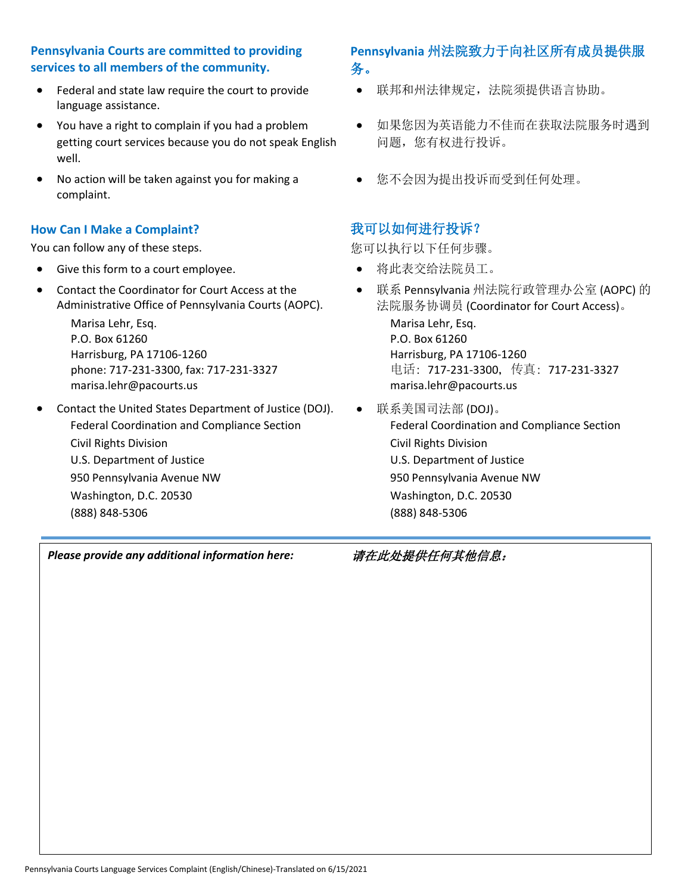## Pennsylvania Courts are committed to providing services to all members of the community.

- Federal and state law require the court to provide language assistance.
- You have a right to complain if you had a problem getting court services because you do not speak English well.
- No action will be taken against you for making a complaint.

## How Can I Make a Complaint?

You can follow any of these steps.

- Give this form to a court employee.
- Contact the Coordinator for Court Access at the Administrative Office of Pennsylvania Courts (AOPC).

  Marisa Lehr, Esq.
  P.O. Box 61260
  Harrisburg, PA 17106-1260
  phone: 717-231-3300, fax: 717-231-3327
  marisa.lehr@pacourts.us

- Contact the United States Department of Justice (DOJ).

  Federal Coordination and Compliance Section
  Civil Rights Division
  U.S. Department of Justice
  950 Pennsylvania Avenue NW
  Washington, D.C. 20530
  (888) 848-5306

## Pennsylvania 州法院致力于向社区所有成员提供服务。

- 联邦和州法律规定，法院须提供语言协助。
- 如果您因为英语能力不佳而在获取法院服务时遇到问题，您有权进行投诉。
- 您不会因为提出投诉而受到任何处理。

## 我可以如何进行投诉？

您可以执行以下任何步骤。

- 将此表交给法院员工。
- 联系 Pennsylvania 州法院行政管理办公室 (AOPC) 的法院服务协调员 (Coordinator for Court Access)。

  Marisa Lehr, Esq.
  P.O. Box 61260
  Harrisburg, PA 17106-1260
  电话：717-231-3300，传真：717-231-3327
  marisa.lehr@pacourts.us

- 联系美国司法部 (DOJ)。

  Federal Coordination and Compliance Section
  Civil Rights Division
  U.S. Department of Justice
  950 Pennsylvania Avenue NW
  Washington, D.C. 20530
  (888) 848-5306

***Please provide any additional information here:***

***请在此处提供任何其他信息：***

Pennsylvania Courts Language Services Complaint (English/Chinese)-Translated on 6/15/2021